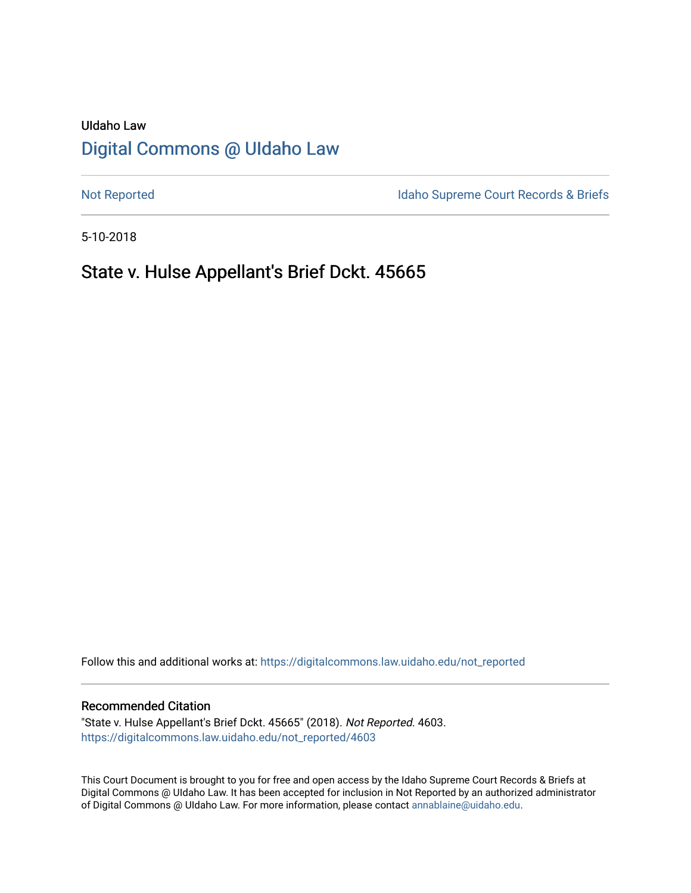UIdaho Law

# Digital Commons @ UIdaho Law

Not Reported

Idaho Supreme Court Records & Briefs

5-10-2018

## State v. Hulse Appellant's Brief Dckt. 45665

Follow this and additional works at: https://digitalcommons.law.uidaho.edu/not_reported

### Recommended Citation

"State v. Hulse Appellant's Brief Dckt. 45665" (2018). *Not Reported.* 4603.
https://digitalcommons.law.uidaho.edu/not_reported/4603

This Court Document is brought to you for free and open access by the Idaho Supreme Court Records & Briefs at Digital Commons @ UIdaho Law. It has been accepted for inclusion in Not Reported by an authorized administrator of Digital Commons @ UIdaho Law. For more information, please contact annablaine@uidaho.edu.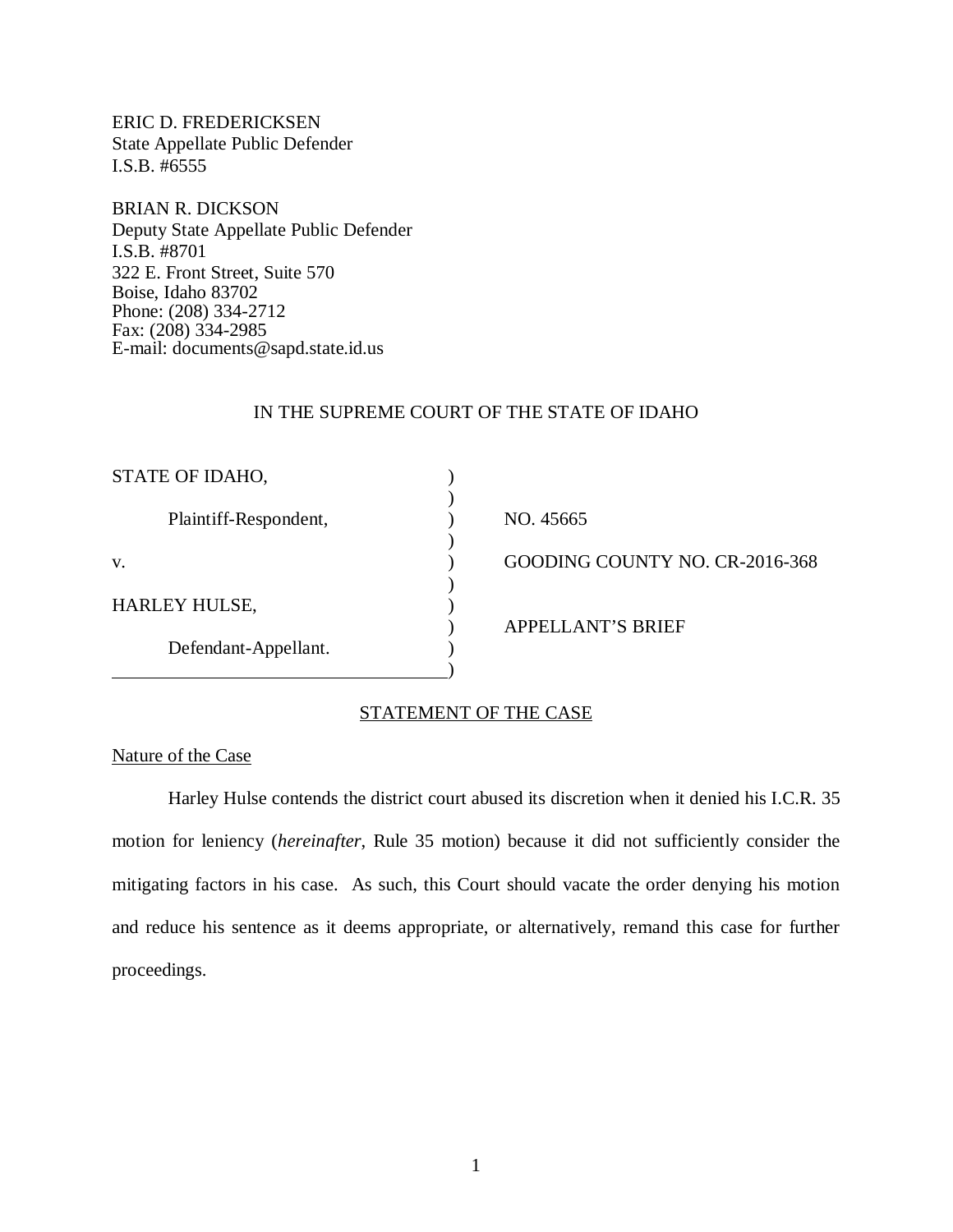ERIC D. FREDERICKSEN
State Appellate Public Defender
I.S.B. #6555

BRIAN R. DICKSON
Deputy State Appellate Public Defender
I.S.B. #8701
322 E. Front Street, Suite 570
Boise, Idaho 83702
Phone: (208) 334-2712
Fax: (208) 334-2985
E-mail: documents@sapd.state.id.us

IN THE SUPREME COURT OF THE STATE OF IDAHO

| | | |
|---|---|---|
| STATE OF IDAHO, | ) | |
| | ) | |
| Plaintiff-Respondent, | ) | NO. 45665 |
| | ) | |
| v. | ) | GOODING COUNTY NO. CR-2016-368 |
| | ) | |
| HARLEY HULSE, | ) | |
| | ) | APPELLANT'S BRIEF |
| Defendant-Appellant. | ) | |
| | ) | |

## STATEMENT OF THE CASE

### Nature of the Case

Harley Hulse contends the district court abused its discretion when it denied his I.C.R. 35 motion for leniency (*hereinafter*, Rule 35 motion) because it did not sufficiently consider the mitigating factors in his case. As such, this Court should vacate the order denying his motion and reduce his sentence as it deems appropriate, or alternatively, remand this case for further proceedings.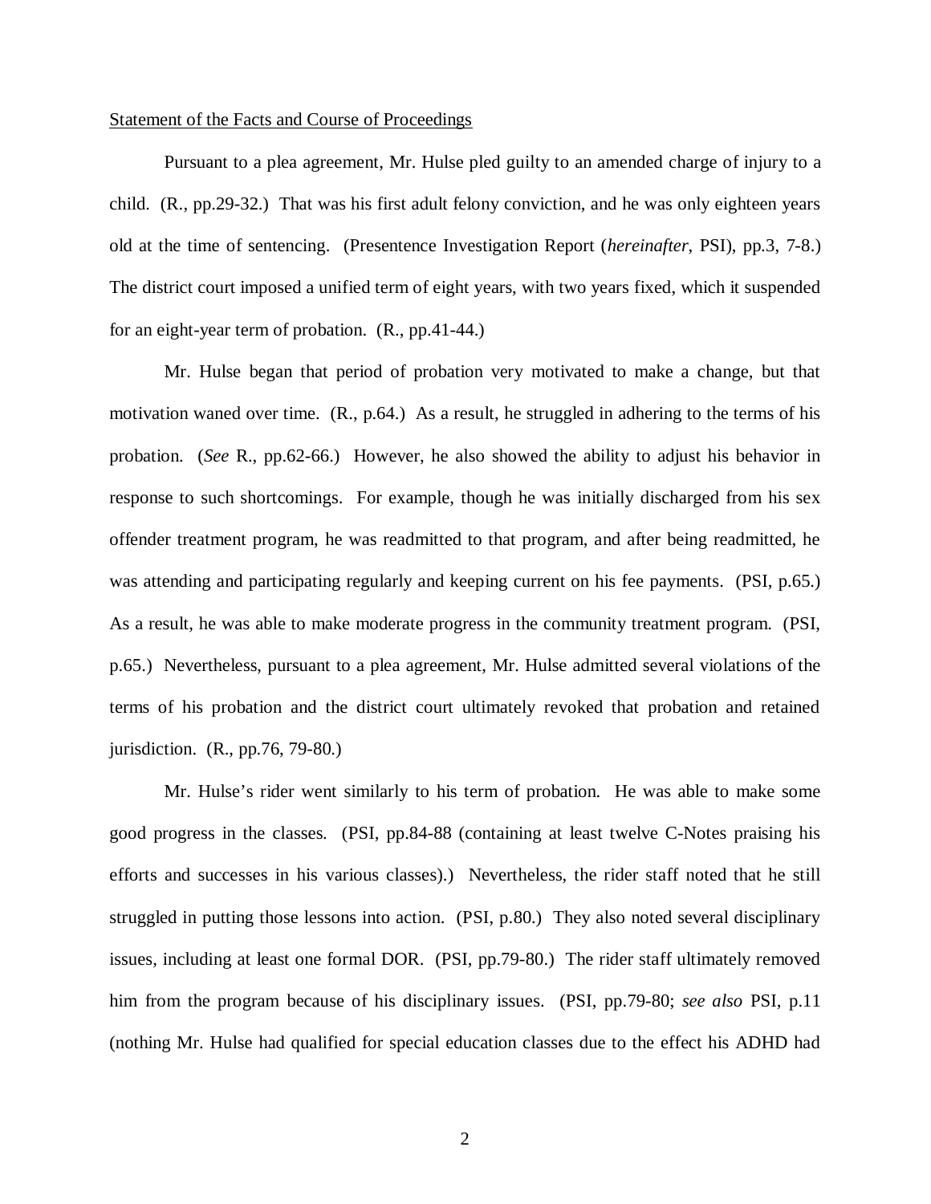Statement of the Facts and Course of Proceedings

Pursuant to a plea agreement, Mr. Hulse pled guilty to an amended charge of injury to a child. (R., pp.29-32.) That was his first adult felony conviction, and he was only eighteen years old at the time of sentencing. (Presentence Investigation Report (*hereinafter*, PSI), pp.3, 7-8.) The district court imposed a unified term of eight years, with two years fixed, which it suspended for an eight-year term of probation. (R., pp.41-44.)

Mr. Hulse began that period of probation very motivated to make a change, but that motivation waned over time. (R., p.64.) As a result, he struggled in adhering to the terms of his probation. (*See* R., pp.62-66.) However, he also showed the ability to adjust his behavior in response to such shortcomings. For example, though he was initially discharged from his sex offender treatment program, he was readmitted to that program, and after being readmitted, he was attending and participating regularly and keeping current on his fee payments. (PSI, p.65.) As a result, he was able to make moderate progress in the community treatment program. (PSI, p.65.) Nevertheless, pursuant to a plea agreement, Mr. Hulse admitted several violations of the terms of his probation and the district court ultimately revoked that probation and retained jurisdiction. (R., pp.76, 79-80.)

Mr. Hulse's rider went similarly to his term of probation. He was able to make some good progress in the classes. (PSI, pp.84-88 (containing at least twelve C-Notes praising his efforts and successes in his various classes).) Nevertheless, the rider staff noted that he still struggled in putting those lessons into action. (PSI, p.80.) They also noted several disciplinary issues, including at least one formal DOR. (PSI, pp.79-80.) The rider staff ultimately removed him from the program because of his disciplinary issues. (PSI, pp.79-80; *see also* PSI, p.11 (nothing Mr. Hulse had qualified for special education classes due to the effect his ADHD had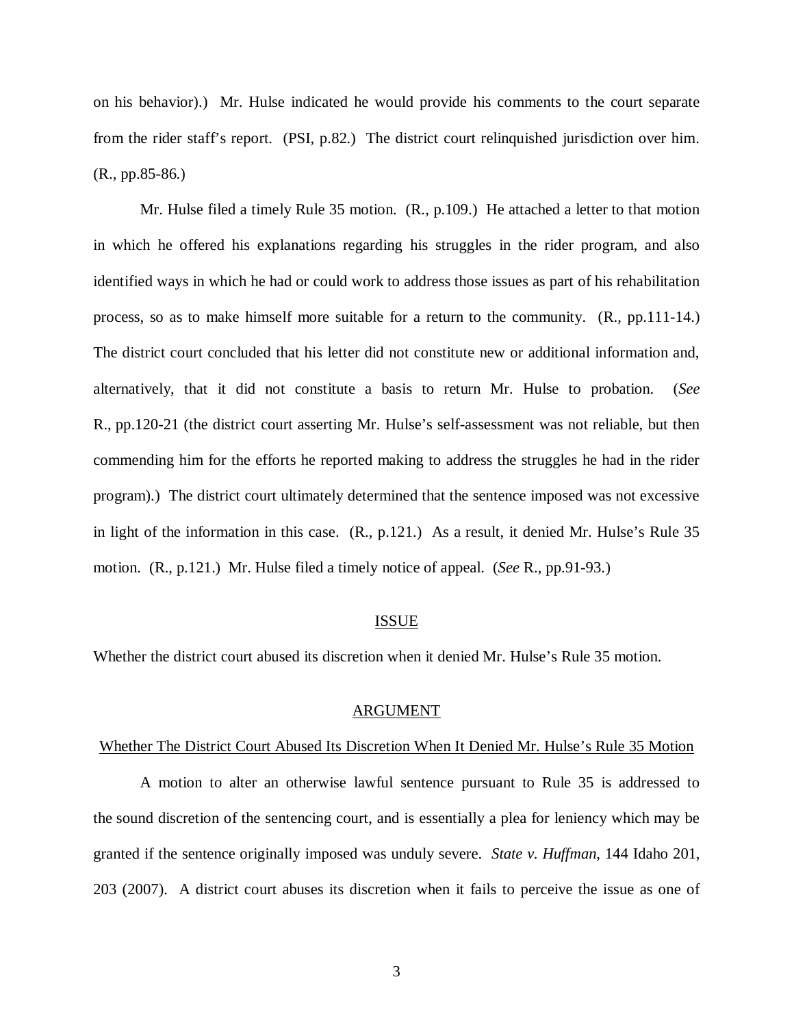on his behavior).) Mr. Hulse indicated he would provide his comments to the court separate from the rider staff's report. (PSI, p.82.) The district court relinquished jurisdiction over him. (R., pp.85-86.)

Mr. Hulse filed a timely Rule 35 motion. (R., p.109.) He attached a letter to that motion in which he offered his explanations regarding his struggles in the rider program, and also identified ways in which he had or could work to address those issues as part of his rehabilitation process, so as to make himself more suitable for a return to the community. (R., pp.111-14.) The district court concluded that his letter did not constitute new or additional information and, alternatively, that it did not constitute a basis to return Mr. Hulse to probation. (*See* R., pp.120-21 (the district court asserting Mr. Hulse's self-assessment was not reliable, but then commending him for the efforts he reported making to address the struggles he had in the rider program).) The district court ultimately determined that the sentence imposed was not excessive in light of the information in this case. (R., p.121.) As a result, it denied Mr. Hulse's Rule 35 motion. (R., p.121.) Mr. Hulse filed a timely notice of appeal. (*See* R., pp.91-93.)

## ISSUE

Whether the district court abused its discretion when it denied Mr. Hulse's Rule 35 motion.

## ARGUMENT

### Whether The District Court Abused Its Discretion When It Denied Mr. Hulse's Rule 35 Motion

A motion to alter an otherwise lawful sentence pursuant to Rule 35 is addressed to the sound discretion of the sentencing court, and is essentially a plea for leniency which may be granted if the sentence originally imposed was unduly severe. *State v. Huffman*, 144 Idaho 201, 203 (2007). A district court abuses its discretion when it fails to perceive the issue as one of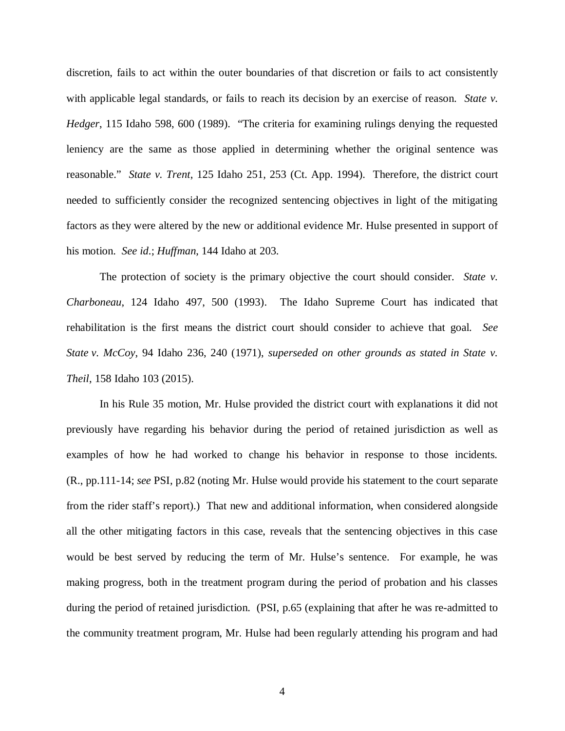discretion, fails to act within the outer boundaries of that discretion or fails to act consistently with applicable legal standards, or fails to reach its decision by an exercise of reason. *State v. Hedger*, 115 Idaho 598, 600 (1989). "The criteria for examining rulings denying the requested leniency are the same as those applied in determining whether the original sentence was reasonable." *State v. Trent*, 125 Idaho 251, 253 (Ct. App. 1994). Therefore, the district court needed to sufficiently consider the recognized sentencing objectives in light of the mitigating factors as they were altered by the new or additional evidence Mr. Hulse presented in support of his motion. *See id*.; *Huffman*, 144 Idaho at 203.

The protection of society is the primary objective the court should consider. *State v. Charboneau*, 124 Idaho 497, 500 (1993). The Idaho Supreme Court has indicated that rehabilitation is the first means the district court should consider to achieve that goal. *See State v. McCoy*, 94 Idaho 236, 240 (1971), *superseded on other grounds as stated in State v. Theil*, 158 Idaho 103 (2015).

In his Rule 35 motion, Mr. Hulse provided the district court with explanations it did not previously have regarding his behavior during the period of retained jurisdiction as well as examples of how he had worked to change his behavior in response to those incidents. (R., pp.111-14; *see* PSI, p.82 (noting Mr. Hulse would provide his statement to the court separate from the rider staff's report).) That new and additional information, when considered alongside all the other mitigating factors in this case, reveals that the sentencing objectives in this case would be best served by reducing the term of Mr. Hulse's sentence. For example, he was making progress, both in the treatment program during the period of probation and his classes during the period of retained jurisdiction. (PSI, p.65 (explaining that after he was re-admitted to the community treatment program, Mr. Hulse had been regularly attending his program and had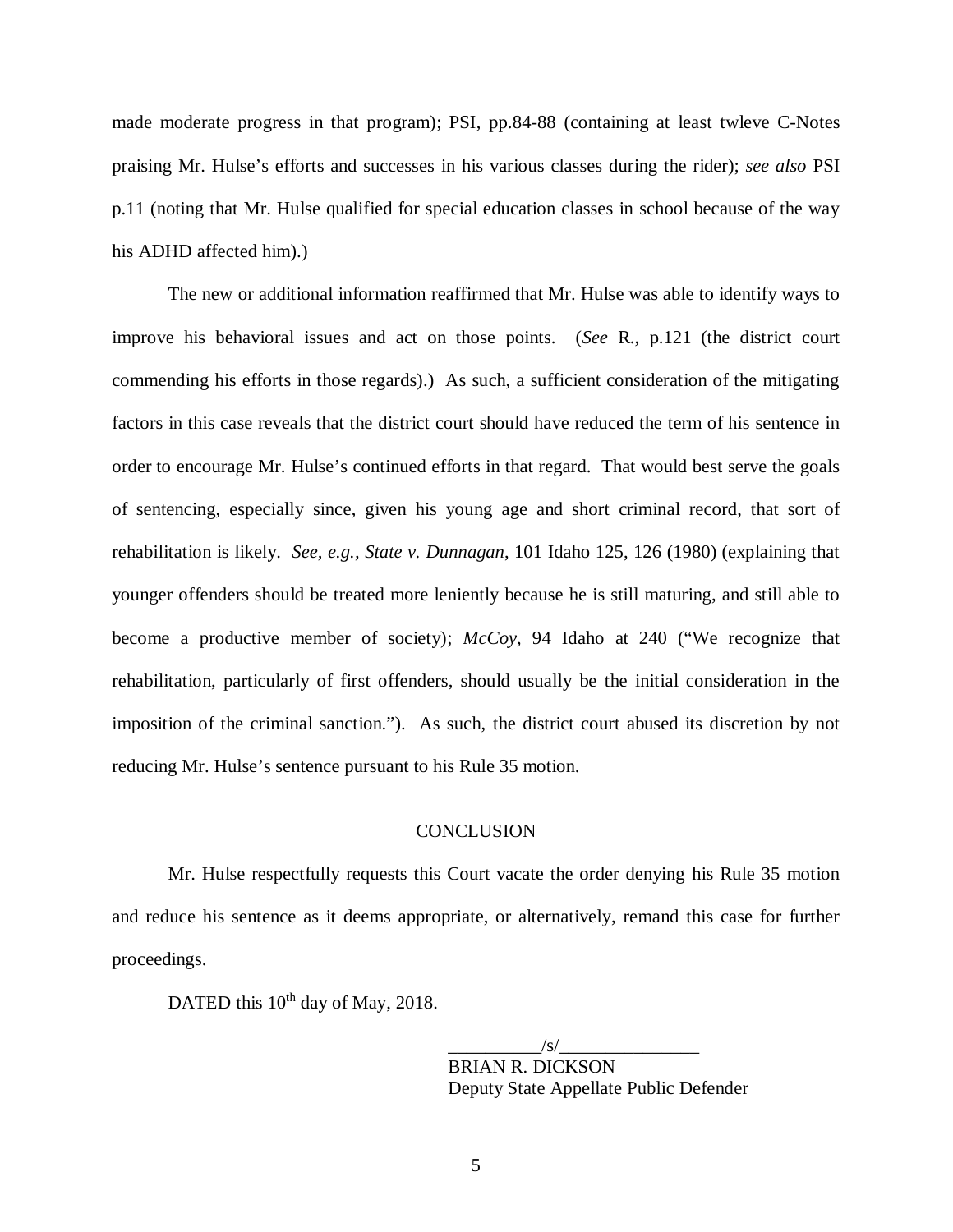made moderate progress in that program); PSI, pp.84-88 (containing at least twleve C-Notes praising Mr. Hulse's efforts and successes in his various classes during the rider); *see also* PSI p.11 (noting that Mr. Hulse qualified for special education classes in school because of the way his ADHD affected him).)

The new or additional information reaffirmed that Mr. Hulse was able to identify ways to improve his behavioral issues and act on those points. (*See* R., p.121 (the district court commending his efforts in those regards).) As such, a sufficient consideration of the mitigating factors in this case reveals that the district court should have reduced the term of his sentence in order to encourage Mr. Hulse's continued efforts in that regard. That would best serve the goals of sentencing, especially since, given his young age and short criminal record, that sort of rehabilitation is likely. *See, e.g., State v. Dunnagan*, 101 Idaho 125, 126 (1980) (explaining that younger offenders should be treated more leniently because he is still maturing, and still able to become a productive member of society); *McCoy*, 94 Idaho at 240 ("We recognize that rehabilitation, particularly of first offenders, should usually be the initial consideration in the imposition of the criminal sanction."). As such, the district court abused its discretion by not reducing Mr. Hulse's sentence pursuant to his Rule 35 motion.

## CONCLUSION

Mr. Hulse respectfully requests this Court vacate the order denying his Rule 35 motion and reduce his sentence as it deems appropriate, or alternatively, remand this case for further proceedings.

DATED this 10th day of May, 2018.

__________/s/_______________
BRIAN R. DICKSON
Deputy State Appellate Public Defender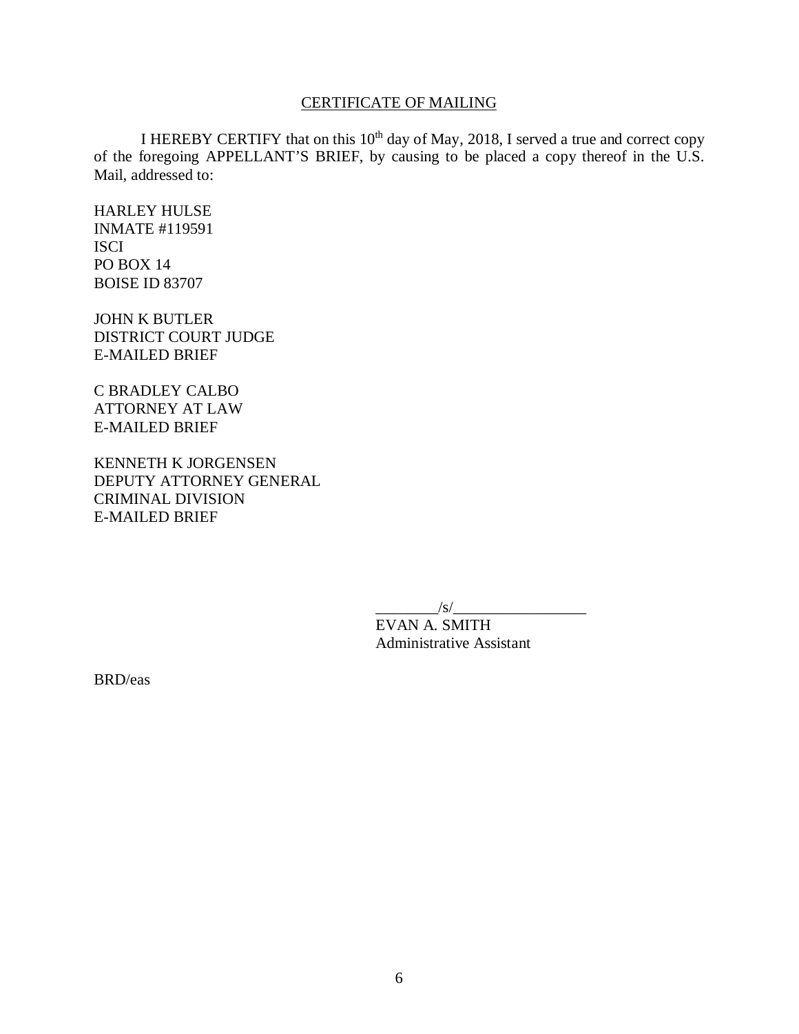## CERTIFICATE OF MAILING

I HEREBY CERTIFY that on this 10th day of May, 2018, I served a true and correct copy of the foregoing APPELLANT'S BRIEF, by causing to be placed a copy thereof in the U.S. Mail, addressed to:

HARLEY HULSE
INMATE #119591
ISCI
PO BOX 14
BOISE ID 83707

JOHN K BUTLER
DISTRICT COURT JUDGE
E-MAILED BRIEF

C BRADLEY CALBO
ATTORNEY AT LAW
E-MAILED BRIEF

KENNETH K JORGENSEN
DEPUTY ATTORNEY GENERAL
CRIMINAL DIVISION
E-MAILED BRIEF

________/s/_________________
EVAN A. SMITH
Administrative Assistant

BRD/eas